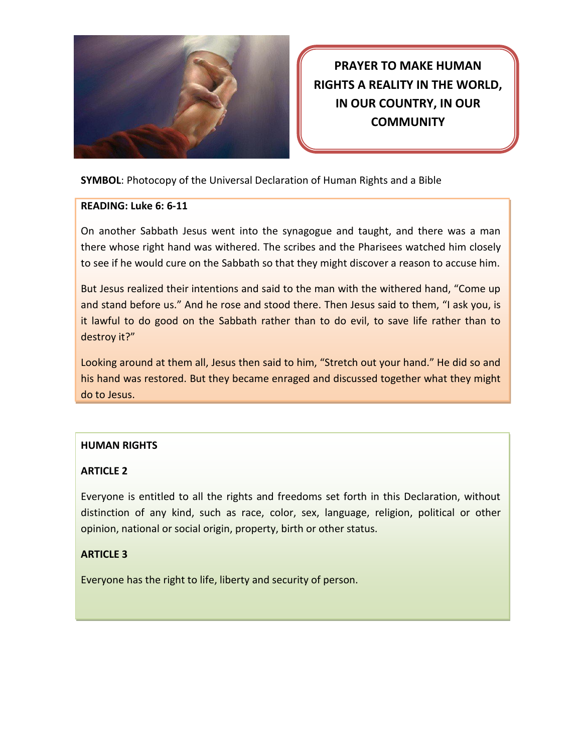# PRAYER TO MAKE HUMAN RIGHTS A REALITY IN THE WORLD, IN OUR COUNTRY, IN OUR COMMUNITY

**SYMBOL**: Photocopy of the Universal Declaration of Human Rights and a Bible

**READING: Luke 6: 6-11**

On another Sabbath Jesus went into the synagogue and taught, and there was a man there whose right hand was withered. The scribes and the Pharisees watched him closely to see if he would cure on the Sabbath so that they might discover a reason to accuse him.

But Jesus realized their intentions and said to the man with the withered hand, "Come up and stand before us." And he rose and stood there. Then Jesus said to them, "I ask you, is it lawful to do good on the Sabbath rather than to do evil, to save life rather than to destroy it?"

Looking around at them all, Jesus then said to him, "Stretch out your hand." He did so and his hand was restored. But they became enraged and discussed together what they might do to Jesus.

**HUMAN RIGHTS**

**ARTICLE 2**

Everyone is entitled to all the rights and freedoms set forth in this Declaration, without distinction of any kind, such as race, color, sex, language, religion, political or other opinion, national or social origin, property, birth or other status.

**ARTICLE 3**

Everyone has the right to life, liberty and security of person.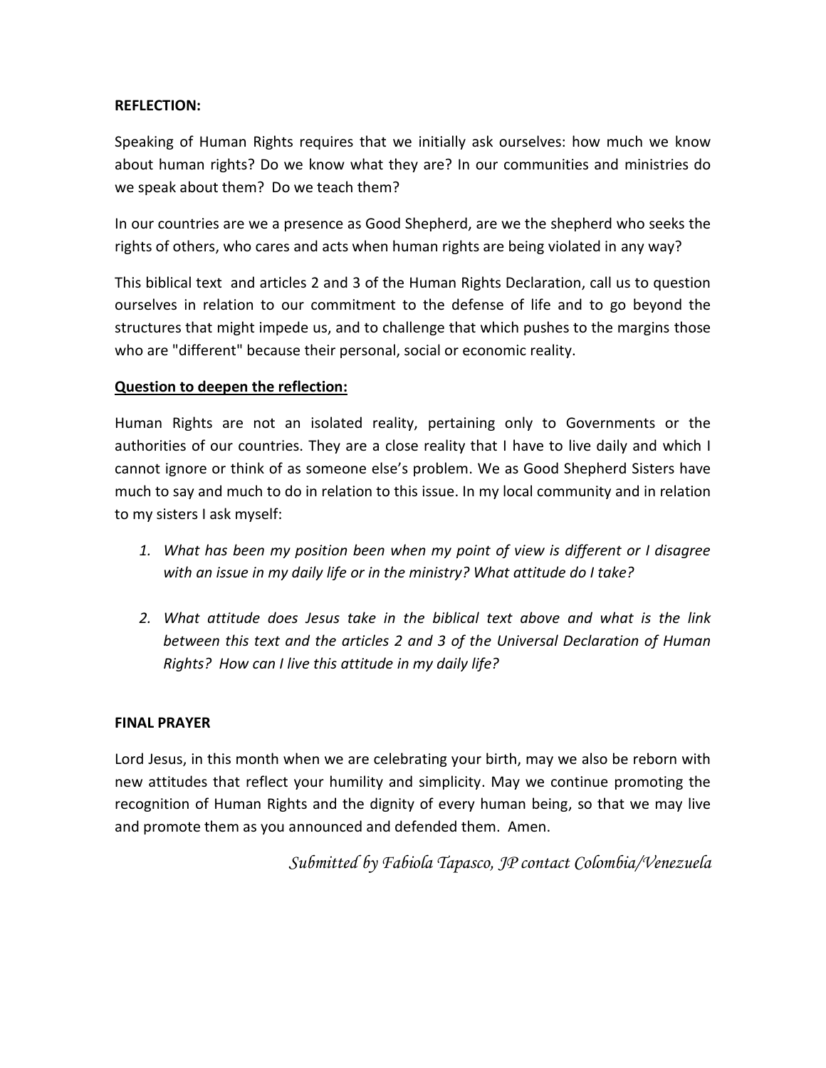**REFLECTION:**

Speaking of Human Rights requires that we initially ask ourselves: how much we know about human rights? Do we know what they are? In our communities and ministries do we speak about them? Do we teach them?

In our countries are we a presence as Good Shepherd, are we the shepherd who seeks the rights of others, who cares and acts when human rights are being violated in any way?

This biblical text and articles 2 and 3 of the Human Rights Declaration, call us to question ourselves in relation to our commitment to the defense of life and to go beyond the structures that might impede us, and to challenge that which pushes to the margins those who are "different" because their personal, social or economic reality.

**Question to deepen the reflection:**

Human Rights are not an isolated reality, pertaining only to Governments or the authorities of our countries. They are a close reality that I have to live daily and which I cannot ignore or think of as someone else's problem. We as Good Shepherd Sisters have much to say and much to do in relation to this issue. In my local community and in relation to my sisters I ask myself:

1. *What has been my position been when my point of view is different or I disagree with an issue in my daily life or in the ministry? What attitude do I take?*

2. *What attitude does Jesus take in the biblical text above and what is the link between this text and the articles 2 and 3 of the Universal Declaration of Human Rights? How can I live this attitude in my daily life?*

**FINAL PRAYER**

Lord Jesus, in this month when we are celebrating your birth, may we also be reborn with new attitudes that reflect your humility and simplicity. May we continue promoting the recognition of Human Rights and the dignity of every human being, so that we may live and promote them as you announced and defended them. Amen.

*Submitted by Fabiola Tapasco, JP contact Colombia/Venezuela*